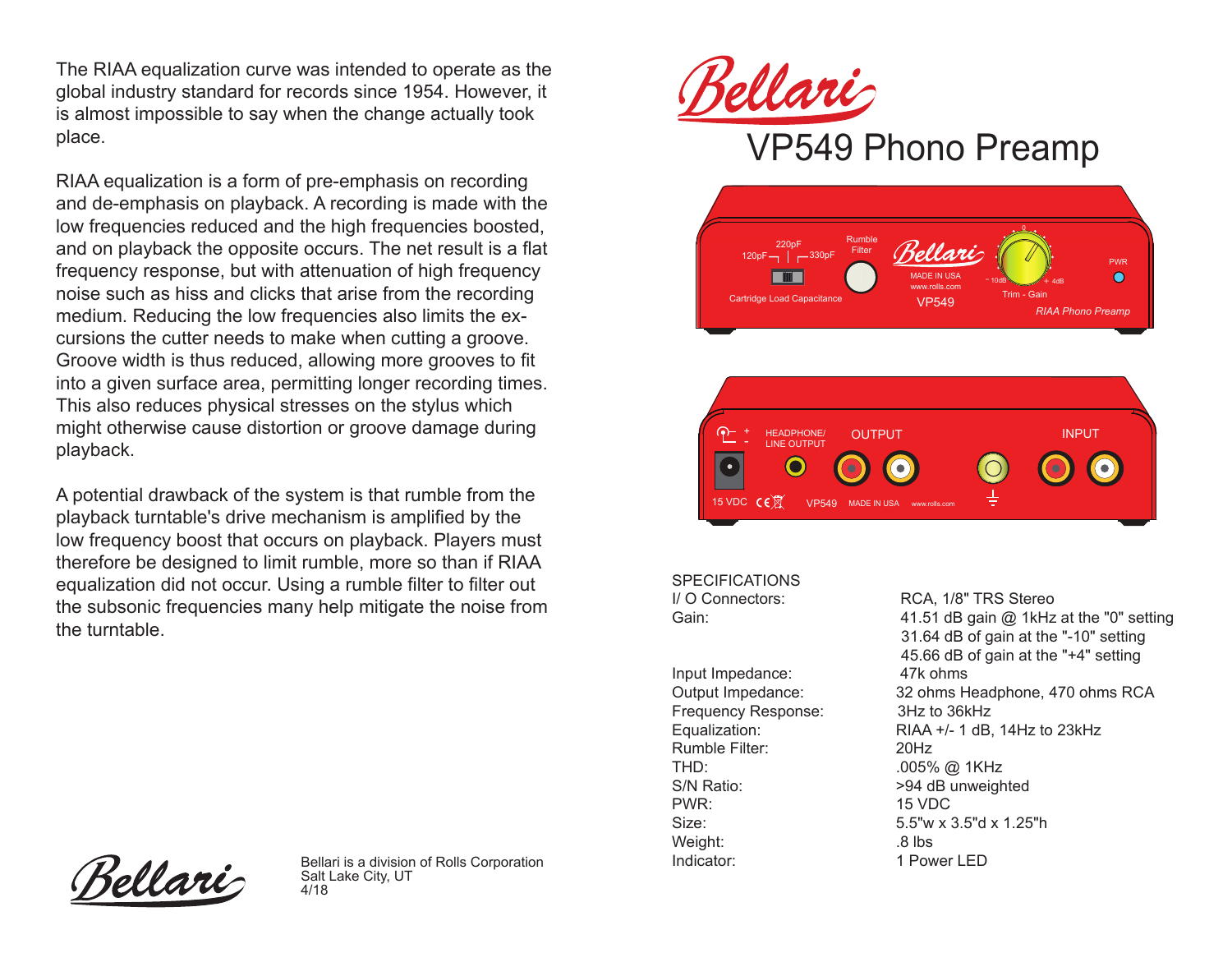The RIAA equalization curve was intended to operate as the global industry standard for records since 1954. However, it is almost impossible to say when the change actually took place.

RIAA equalization is a form of pre-emphasis on recording and de-emphasis on playback. A recording is made with the low frequencies reduced and the high frequencies boosted, and on playback the opposite occurs. The net result is a flat frequency response, but with attenuation of high frequency noise such as hiss and clicks that arise from the recording medium. Reducing the low frequencies also limits the excursions the cutter needs to make when cutting a groove. Groove width is thus reduced, allowing more grooves to fit into a given surface area, permitting longer recording times. This also reduces physical stresses on the stylus which might otherwise cause distortion or groove damage during playback.

A potential drawback of the system is that rumble from the playback turntable's drive mechanism is amplified by the low frequency boost that occurs on playback. Players must therefore be designed to limit rumble, more so than if RIAA equalization did not occur. Using a rumble filter to filter out the subsonic frequencies many help mitigate the noise from the turntable.

Bellari

Bellari is a division of Rolls Corporation
Salt Lake City, UT
4/18

# Bellari

## VP549 Phono Preamp

120pF 220pF 330pF
Cartridge Load Capacitance
Rumble Filter
Bellari
MADE IN USA
www.rolls.com
VP549
- 10dB 0 + 4dB
Trim - Gain
PWR
*RIAA Phono Preamp*

HEADPHONE/ LINE OUTPUT
OUTPUT
INPUT
15 VDC
VP549 MADE IN USA www.rolls.com

### SPECIFICATIONS

| | |
|---|---|
| I/ O Connectors: | RCA, 1/8" TRS Stereo |
| Gain: | 41.51 dB gain @ 1kHz at the "0" setting<br>31.64 dB of gain at the "-10" setting<br>45.66 dB of gain at the "+4" setting |
| Input Impedance: | 47k ohms |
| Output Impedance: | 32 ohms Headphone, 470 ohms RCA |
| Frequency Response: | 3Hz to 36kHz |
| Equalization: | RIAA +/- 1 dB, 14Hz to 23kHz |
| Rumble Filter: | 20Hz |
| THD: | .005% @ 1KHz |
| S/N Ratio: | >94 dB unweighted |
| PWR: | 15 VDC |
| Size: | 5.5"w x 3.5"d x 1.25"h |
| Weight: | .8 lbs |
| Indicator: | 1 Power LED |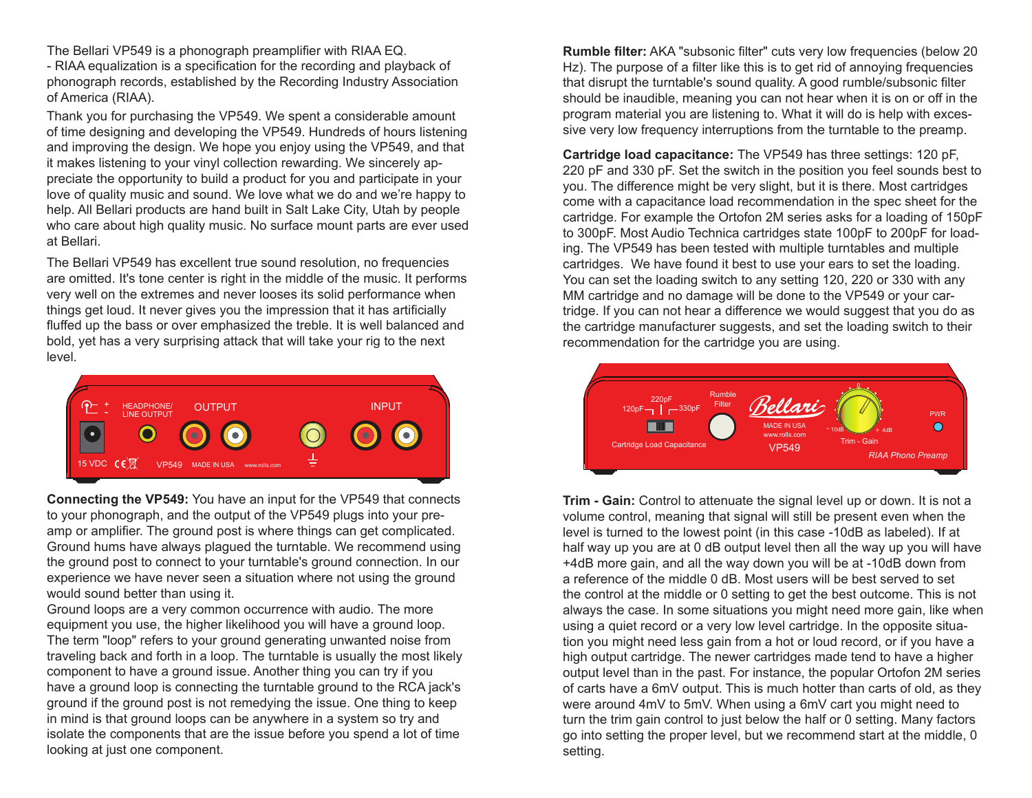The Bellari VP549 is a phonograph preamplifier with RIAA EQ.
- RIAA equalization is a specification for the recording and playback of phonograph records, established by the Recording Industry Association of America (RIAA).

Thank you for purchasing the VP549. We spent a considerable amount of time designing and developing the VP549. Hundreds of hours listening and improving the design. We hope you enjoy using the VP549, and that it makes listening to your vinyl collection rewarding. We sincerely appreciate the opportunity to build a product for you and participate in your love of quality music and sound. We love what we do and we're happy to help. All Bellari products are hand built in Salt Lake City, Utah by people who care about high quality music. No surface mount parts are ever used at Bellari.

The Bellari VP549 has excellent true sound resolution, no frequencies are omitted. It's tone center is right in the middle of the music. It performs very well on the extremes and never looses its solid performance when things get loud. It never gives you the impression that it has artificially fluffed up the bass or over emphasized the treble. It is well balanced and bold, yet has a very surprising attack that will take your rig to the next level.

HEADPHONE/ LINE OUTPUT
OUTPUT
INPUT
15 VDC
VP549
MADE IN USA
www.rolls.com

**Connecting the VP549:** You have an input for the VP549 that connects to your phonograph, and the output of the VP549 plugs into your preamp or amplifier. The ground post is where things can get complicated. Ground hums have always plagued the turntable. We recommend using the ground post to connect to your turntable's ground connection. In our experience we have never seen a situation where not using the ground would sound better than using it.

Ground loops are a very common occurrence with audio. The more equipment you use, the higher likelihood you will have a ground loop. The term "loop" refers to your ground generating unwanted noise from traveling back and forth in a loop. The turntable is usually the most likely component to have a ground issue. Another thing you can try if you have a ground loop is connecting the turntable ground to the RCA jack's ground if the ground post is not remedying the issue. One thing to keep in mind is that ground loops can be anywhere in a system so try and isolate the components that are the issue before you spend a lot of time looking at just one component.

**Rumble filter:** AKA "subsonic filter" cuts very low frequencies (below 20 Hz). The purpose of a filter like this is to get rid of annoying frequencies that disrupt the turntable's sound quality. A good rumble/subsonic filter should be inaudible, meaning you can not hear when it is on or off in the program material you are listening to. What it will do is help with excessive very low frequency interruptions from the turntable to the preamp.

**Cartridge load capacitance:** The VP549 has three settings: 120 pF, 220 pF and 330 pF. Set the switch in the position you feel sounds best to you. The difference might be very slight, but it is there. Most cartridges come with a capacitance load recommendation in the spec sheet for the cartridge. For example the Ortofon 2M series asks for a loading of 150pF to 300pF. Most Audio Technica cartridges state 100pF to 200pF for loading. The VP549 has been tested with multiple turntables and multiple cartridges. We have found it best to use your ears to set the loading. You can set the loading switch to any setting 120, 220 or 330 with any MM cartridge and no damage will be done to the VP549 or your cartridge. If you can not hear a difference we would suggest that you do as the cartridge manufacturer suggests, and set the loading switch to their recommendation for the cartridge you are using.

220pF
120pF
330pF
Cartridge Load Capacitance
Rumble Filter
Bellari
MADE IN USA
www.rolls.com
VP549
0
-10dB
+4dB
Trim - Gain
PWR
RIAA Phono Preamp

**Trim - Gain:** Control to attenuate the signal level up or down. It is not a volume control, meaning that signal will still be present even when the level is turned to the lowest point (in this case -10dB as labeled). If at half way up you are at 0 dB output level then all the way up you will have +4dB more gain, and all the way down you will be at -10dB down from a reference of the middle 0 dB. Most users will be best served to set the control at the middle or 0 setting to get the best outcome. This is not always the case. In some situations you might need more gain, like when using a quiet record or a very low level cartridge. In the opposite situation you might need less gain from a hot or loud record, or if you have a high output cartridge. The newer cartridges made tend to have a higher output level than in the past. For instance, the popular Ortofon 2M series of carts have a 6mV output. This is much hotter than carts of old, as they were around 4mV to 5mV. When using a 6mV cart you might need to turn the trim gain control to just below the half or 0 setting. Many factors go into setting the proper level, but we recommend start at the middle, 0 setting.